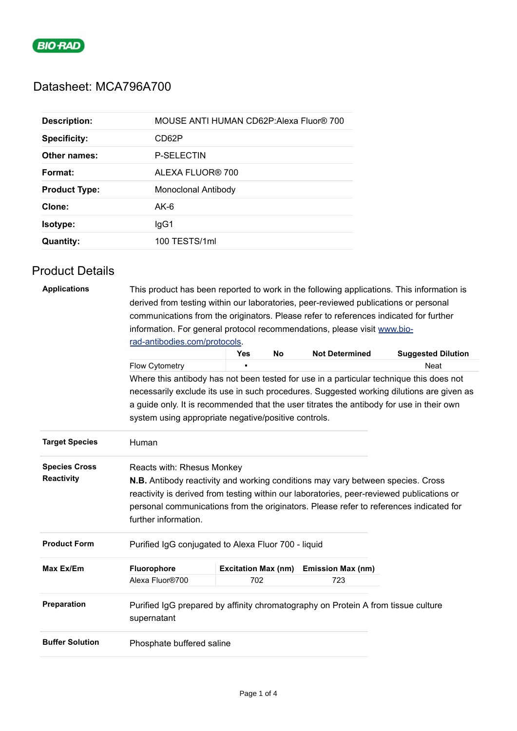BIO-RAD

# Datasheet: MCA796A700

| | |
|---|---|
| **Description:** | MOUSE ANTI HUMAN CD62P:Alexa Fluor® 700 |
| **Specificity:** | CD62P |
| **Other names:** | P-SELECTIN |
| **Format:** | ALEXA FLUOR® 700 |
| **Product Type:** | Monoclonal Antibody |
| **Clone:** | AK-6 |
| **Isotype:** | IgG1 |
| **Quantity:** | 100 TESTS/1ml |

## Product Details

**Applications**

This product has been reported to work in the following applications. This information is derived from testing within our laboratories, peer-reviewed publications or personal communications from the originators. Please refer to references indicated for further information. For general protocol recommendations, please visit www.bio-rad-antibodies.com/protocols.

| | Yes | No | Not Determined | Suggested Dilution |
|---|---|---|---|---|
| Flow Cytometry | ▪ | | | Neat |

Where this antibody has not been tested for use in a particular technique this does not necessarily exclude its use in such procedures. Suggested working dilutions are given as a guide only. It is recommended that the user titrates the antibody for use in their own system using appropriate negative/positive controls.

**Target Species**

Human

**Species Cross Reactivity**

Reacts with: Rhesus Monkey

**N.B.** Antibody reactivity and working conditions may vary between species. Cross reactivity is derived from testing within our laboratories, peer-reviewed publications or personal communications from the originators. Please refer to references indicated for further information.

**Product Form**

Purified IgG conjugated to Alexa Fluor 700 - liquid

**Max Ex/Em**

| Fluorophore | Excitation Max (nm) | Emission Max (nm) |
|---|---|---|
| Alexa Fluor®700 | 702 | 723 |

**Preparation**

Purified IgG prepared by affinity chromatography on Protein A from tissue culture supernatant

**Buffer Solution**

Phosphate buffered saline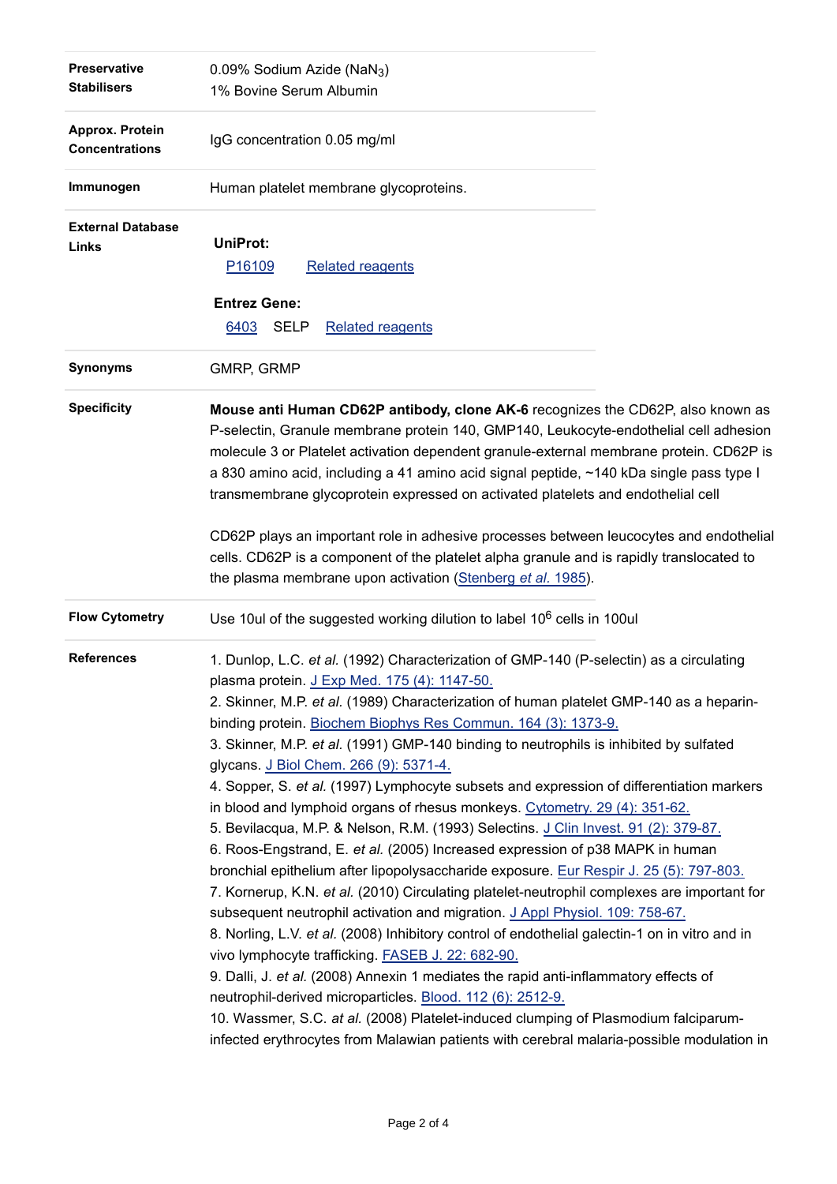| | |
|---|---|
| **Preservative Stabilisers** | 0.09% Sodium Azide ($NaN_3$)<br>1% Bovine Serum Albumin |
| **Approx. Protein Concentrations** | IgG concentration 0.05 mg/ml |
| **Immunogen** | Human platelet membrane glycoproteins. |
| **External Database Links** | **UniProt:**<br>P16109 Related reagents<br><br>**Entrez Gene:**<br>6403 SELP Related reagents |
| **Synonyms** | GMRP, GRMP |
| **Specificity** | **Mouse anti Human CD62P antibody, clone AK-6** recognizes the CD62P, also known as P-selectin, Granule membrane protein 140, GMP140, Leukocyte-endothelial cell adhesion molecule 3 or Platelet activation dependent granule-external membrane protein. CD62P is a 830 amino acid, including a 41 amino acid signal peptide, ~140 kDa single pass type I transmembrane glycoprotein expressed on activated platelets and endothelial cell<br><br>CD62P plays an important role in adhesive processes between leucocytes and endothelial cells. CD62P is a component of the platelet alpha granule and is rapidly translocated to the plasma membrane upon activation (Stenberg *et al.* 1985). |
| **Flow Cytometry** | Use 10ul of the suggested working dilution to label $10^6$ cells in 100ul |
| **References** | 1. Dunlop, L.C. *et al.* (1992) Characterization of GMP-140 (P-selectin) as a circulating plasma protein. J Exp Med. 175 (4): 1147-50.<br>2. Skinner, M.P. *et al.* (1989) Characterization of human platelet GMP-140 as a heparin-binding protein. Biochem Biophys Res Commun. 164 (3): 1373-9.<br>3. Skinner, M.P. *et al.* (1991) GMP-140 binding to neutrophils is inhibited by sulfated glycans. J Biol Chem. 266 (9): 5371-4.<br>4. Sopper, S. *et al.* (1997) Lymphocyte subsets and expression of differentiation markers in blood and lymphoid organs of rhesus monkeys. Cytometry. 29 (4): 351-62.<br>5. Bevilacqua, M.P. & Nelson, R.M. (1993) Selectins. J Clin Invest. 91 (2): 379-87.<br>6. Roos-Engstrand, E. *et al.* (2005) Increased expression of p38 MAPK in human bronchial epithelium after lipopolysaccharide exposure. Eur Respir J. 25 (5): 797-803.<br>7. Kornerup, K.N. *et al.* (2010) Circulating platelet-neutrophil complexes are important for subsequent neutrophil activation and migration. J Appl Physiol. 109: 758-67.<br>8. Norling, L.V. *et al.* (2008) Inhibitory control of endothelial galectin-1 on in vitro and in vivo lymphocyte trafficking. FASEB J. 22: 682-90.<br>9. Dalli, J. *et al.* (2008) Annexin 1 mediates the rapid anti-inflammatory effects of neutrophil-derived microparticles. Blood. 112 (6): 2512-9.<br>10. Wassmer, S.C. *at al.* (2008) Platelet-induced clumping of Plasmodium falciparum-infected erythrocytes from Malawian patients with cerebral malaria-possible modulation in |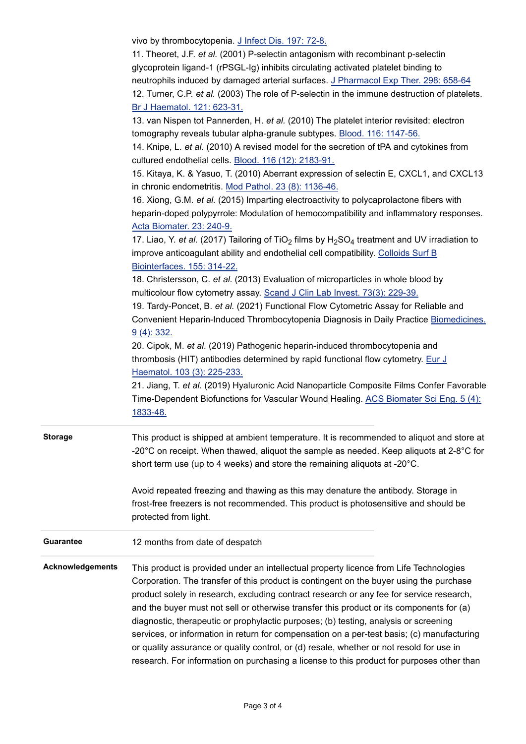vivo by thrombocytopenia. J Infect Dis. 197: 72-8.

11. Theoret, J.F. *et al.* (2001) P-selectin antagonism with recombinant p-selectin glycoprotein ligand-1 (rPSGL-Ig) inhibits circulating activated platelet binding to neutrophils induced by damaged arterial surfaces. J Pharmacol Exp Ther. 298: 658-64

12. Turner, C.P. *et al.* (2003) The role of P-selectin in the immune destruction of platelets. Br J Haematol. 121: 623-31.

13. van Nispen tot Pannerden, H. *et al.* (2010) The platelet interior revisited: electron tomography reveals tubular alpha-granule subtypes. Blood. 116: 1147-56.

14. Knipe, L. *et al.* (2010) A revised model for the secretion of tPA and cytokines from cultured endothelial cells. Blood. 116 (12): 2183-91.

15. Kitaya, K. & Yasuo, T. (2010) Aberrant expression of selectin E, CXCL1, and CXCL13 in chronic endometritis. Mod Pathol. 23 (8): 1136-46.

16. Xiong, G.M. *et al.* (2015) Imparting electroactivity to polycaprolactone fibers with heparin-doped polypyrrole: Modulation of hemocompatibility and inflammatory responses. Acta Biomater. 23: 240-9.

17. Liao, Y. *et al.* (2017) Tailoring of $TiO_2$ films by $H_2SO_4$ treatment and UV irradiation to improve anticoagulant ability and endothelial cell compatibility. Colloids Surf B Biointerfaces. 155: 314-22.

18. Christersson, C. *et al.* (2013) Evaluation of microparticles in whole blood by multicolour flow cytometry assay. Scand J Clin Lab Invest. 73(3): 229-39.

19. Tardy-Poncet, B. *et al.* (2021) Functional Flow Cytometric Assay for Reliable and Convenient Heparin-Induced Thrombocytopenia Diagnosis in Daily Practice Biomedicines. 9 (4): 332.

20. Cipok, M. *et al.* (2019) Pathogenic heparin-induced thrombocytopenia and thrombosis (HIT) antibodies determined by rapid functional flow cytometry. Eur J Haematol. 103 (3): 225-233.

21. Jiang, T. *et al.* (2019) Hyaluronic Acid Nanoparticle Composite Films Confer Favorable Time-Dependent Biofunctions for Vascular Wound Healing. ACS Biomater Sci Eng. 5 (4): 1833-48.

**Storage**

This product is shipped at ambient temperature. It is recommended to aliquot and store at -20°C on receipt. When thawed, aliquot the sample as needed. Keep aliquots at 2-8°C for short term use (up to 4 weeks) and store the remaining aliquots at -20°C.

Avoid repeated freezing and thawing as this may denature the antibody. Storage in frost-free freezers is not recommended. This product is photosensitive and should be protected from light.

**Guarantee**

12 months from date of despatch

**Acknowledgements**

This product is provided under an intellectual property licence from Life Technologies Corporation. The transfer of this product is contingent on the buyer using the purchase product solely in research, excluding contract research or any fee for service research, and the buyer must not sell or otherwise transfer this product or its components for (a) diagnostic, therapeutic or prophylactic purposes; (b) testing, analysis or screening services, or information in return for compensation on a per-test basis; (c) manufacturing or quality assurance or quality control, or (d) resale, whether or not resold for use in research. For information on purchasing a license to this product for purposes other than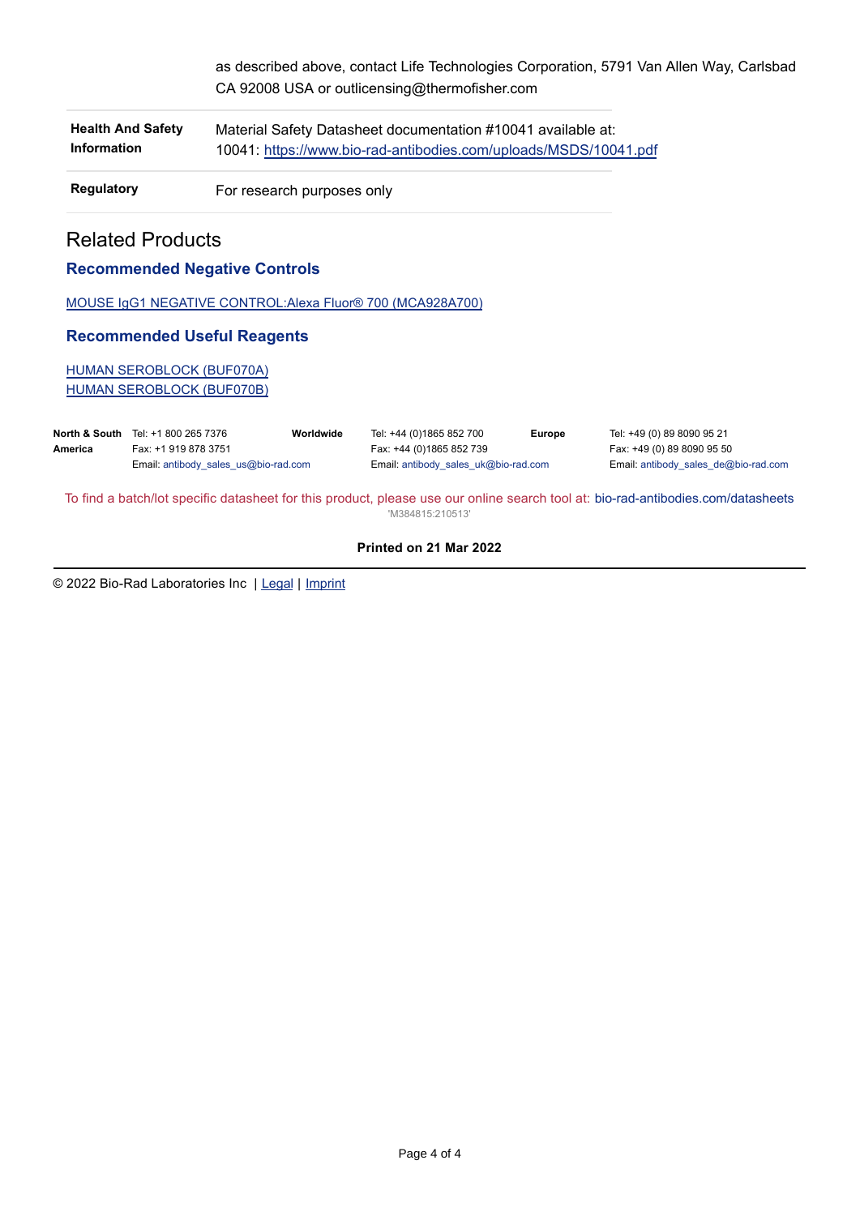|  |  |
|---|---|
|  | as described above, contact Life Technologies Corporation, 5791 Van Allen Way, Carlsbad CA 92008 USA or outlicensing@thermofisher.com |
| **Health And Safety Information** | Material Safety Datasheet documentation #10041 available at: 10041: https://www.bio-rad-antibodies.com/uploads/MSDS/10041.pdf |
| **Regulatory** | For research purposes only |

## Related Products

### Recommended Negative Controls

MOUSE IgG1 NEGATIVE CONTROL:Alexa Fluor® 700 (MCA928A700)

### Recommended Useful Reagents

HUMAN SEROBLOCK (BUF070A)
HUMAN SEROBLOCK (BUF070B)

| | | | | | |
|---|---|---|---|---|---|
| **North & South America** | Tel: +1 800 265 7376<br>Fax: +1 919 878 3751<br>Email: antibody_sales_us@bio-rad.com | **Worldwide** | Tel: +44 (0)1865 852 700<br>Fax: +44 (0)1865 852 739<br>Email: antibody_sales_uk@bio-rad.com | **Europe** | Tel: +49 (0) 89 8090 95 21<br>Fax: +49 (0) 89 8090 95 50<br>Email: antibody_sales_de@bio-rad.com |

To find a batch/lot specific datasheet for this product, please use our online search tool at: bio-rad-antibodies.com/datasheets

'M384815:210513'

**Printed on 21 Mar 2022**

© 2022 Bio-Rad Laboratories Inc | Legal | Imprint